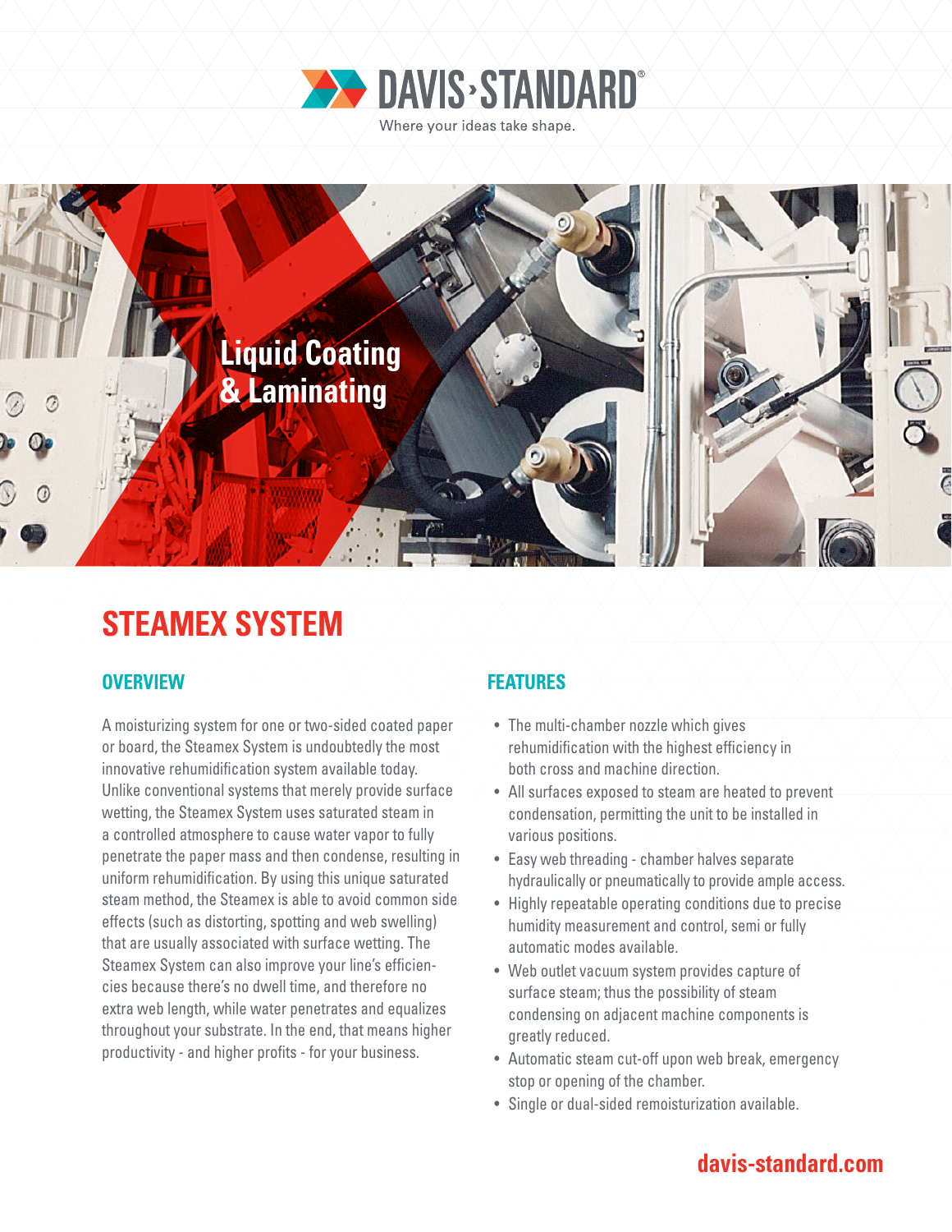DAVIS-STANDARD

Where your ideas take shape.

Liquid Coating & Laminating

# STEAMEX SYSTEM

## OVERVIEW

A moisturizing system for one or two-sided coated paper or board, the Steamex System is undoubtedly the most innovative rehumidification system available today. Unlike conventional systems that merely provide surface wetting, the Steamex System uses saturated steam in a controlled atmosphere to cause water vapor to fully penetrate the paper mass and then condense, resulting in uniform rehumidification. By using this unique saturated steam method, the Steamex is able to avoid common side effects (such as distorting, spotting and web swelling) that are usually associated with surface wetting. The Steamex System can also improve your line's efficiencies because there's no dwell time, and therefore no extra web length, while water penetrates and equalizes throughout your substrate. In the end, that means higher productivity - and higher profits - for your business.

## FEATURES

- The multi-chamber nozzle which gives rehumidification with the highest efficiency in both cross and machine direction.
- All surfaces exposed to steam are heated to prevent condensation, permitting the unit to be installed in various positions.
- Easy web threading - chamber halves separate hydraulically or pneumatically to provide ample access.
- Highly repeatable operating conditions due to precise humidity measurement and control, semi or fully automatic modes available.
- Web outlet vacuum system provides capture of surface steam; thus the possibility of steam condensing on adjacent machine components is greatly reduced.
- Automatic steam cut-off upon web break, emergency stop or opening of the chamber.
- Single or dual-sided remoisturization available.

davis-standard.com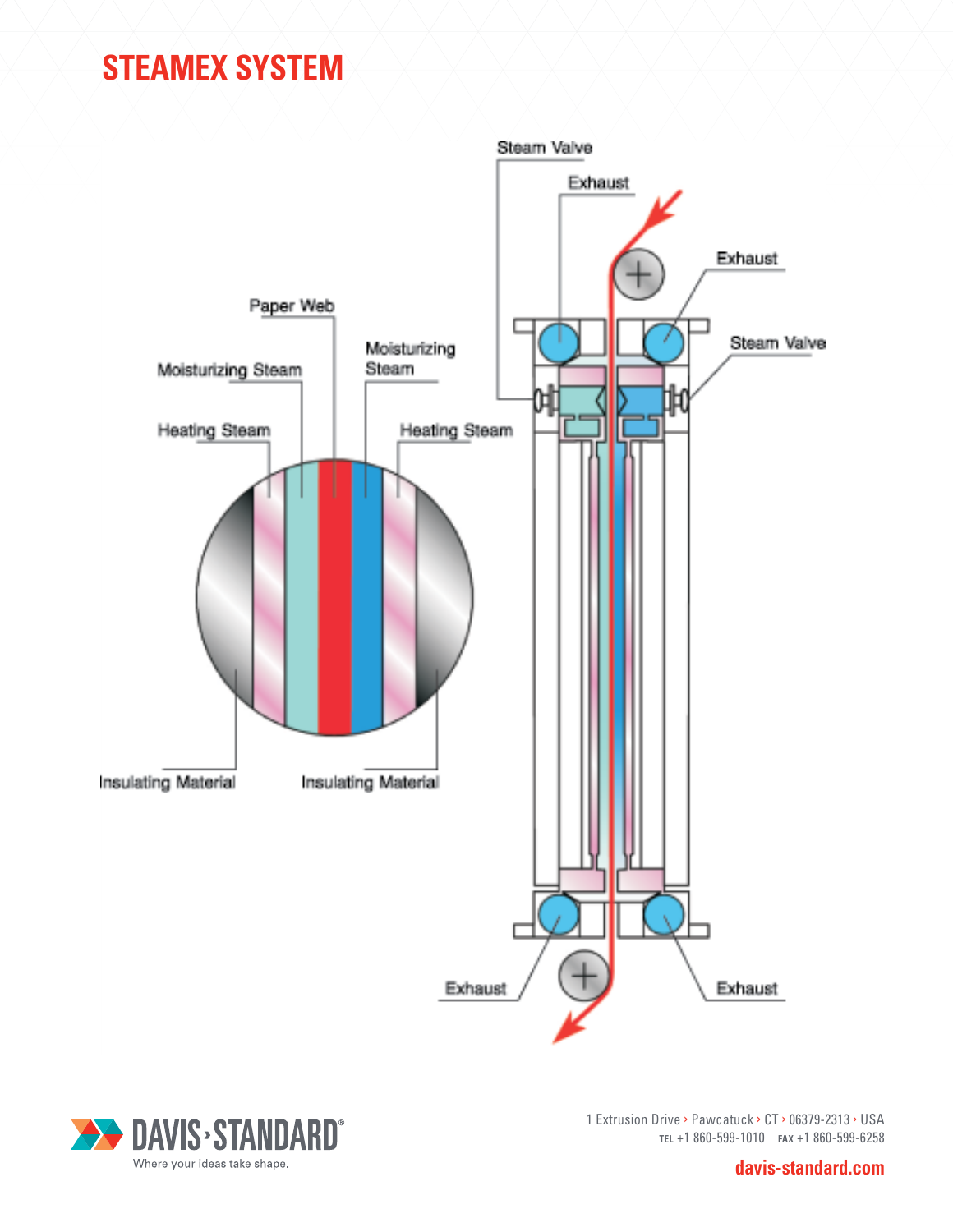# STEAMEX SYSTEM

Steam Valve

Exhaust

Exhaust

Steam Valve

Paper Web

Moisturizing Steam

Moisturizing Steam

Heating Steam

Heating Steam

Insulating Material

Insulating Material

Exhaust

Exhaust

DAVIS·STANDARD®

Where your ideas take shape.

1 Extrusion Drive › Pawcatuck › CT › 06379-2313 › USA

TEL +1 860-599-1010 FAX +1 860-599-6258

davis-standard.com